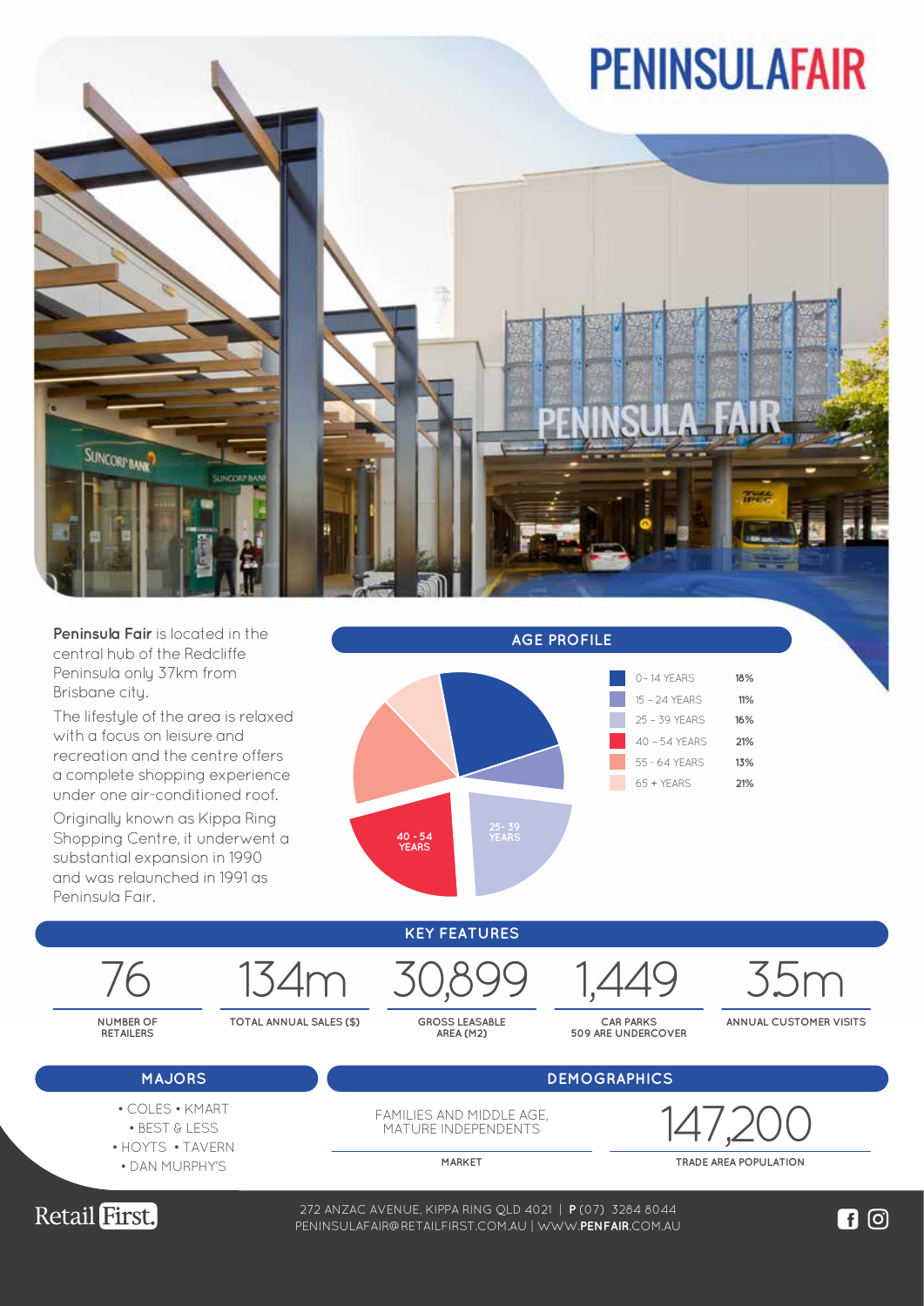# PENINSULAFAIR

**Peninsula Fair** is located in the central hub of the Redcliffe Peninsula only 37km from Brisbane city.

The lifestyle of the area is relaxed with a focus on leisure and recreation and the centre offers a complete shopping experience under one air-conditioned roof.

Originally known as Kippa Ring Shopping Centre, it underwent a substantial expansion in 1990 and was relaunched in 1991 as Peninsula Fair.

## AGE PROFILE

| Age | % |
|---|---|
| 0 – 14 YEARS | 18% |
| 15 – 24 YEARS | 11% |
| 25 – 39 YEARS | 16% |
| 40 – 54 YEARS | 21% |
| 55 - 64 YEARS | 13% |
| 65 + YEARS | 21% |

## KEY FEATURES

| 76 | 134m | 30,899 | 1,449 | 3.5m |
|---|---|---|---|---|
| NUMBER OF RETAILERS | TOTAL ANNUAL SALES ($) | GROSS LEASABLE AREA (M2) | CAR PARKS 509 ARE UNDERCOVER | ANNUAL CUSTOMER VISITS |

## MAJORS

- COLES • KMART
- BEST & LESS
- HOYTS • TAVERN
- DAN MURPHY'S

## DEMOGRAPHICS

| FAMILIES AND MIDDLE AGE, MATURE INDEPENDENTS | 147,200 |
|---|---|
| MARKET | TRADE AREA POPULATION |

Retail First.

272 ANZAC AVENUE, KIPPA RING QLD 4021 | **P** (07) 3284 8044
PENINSULAFAIR@RETAILFIRST.COM.AU | WWW.**PENFAIR**.COM.AU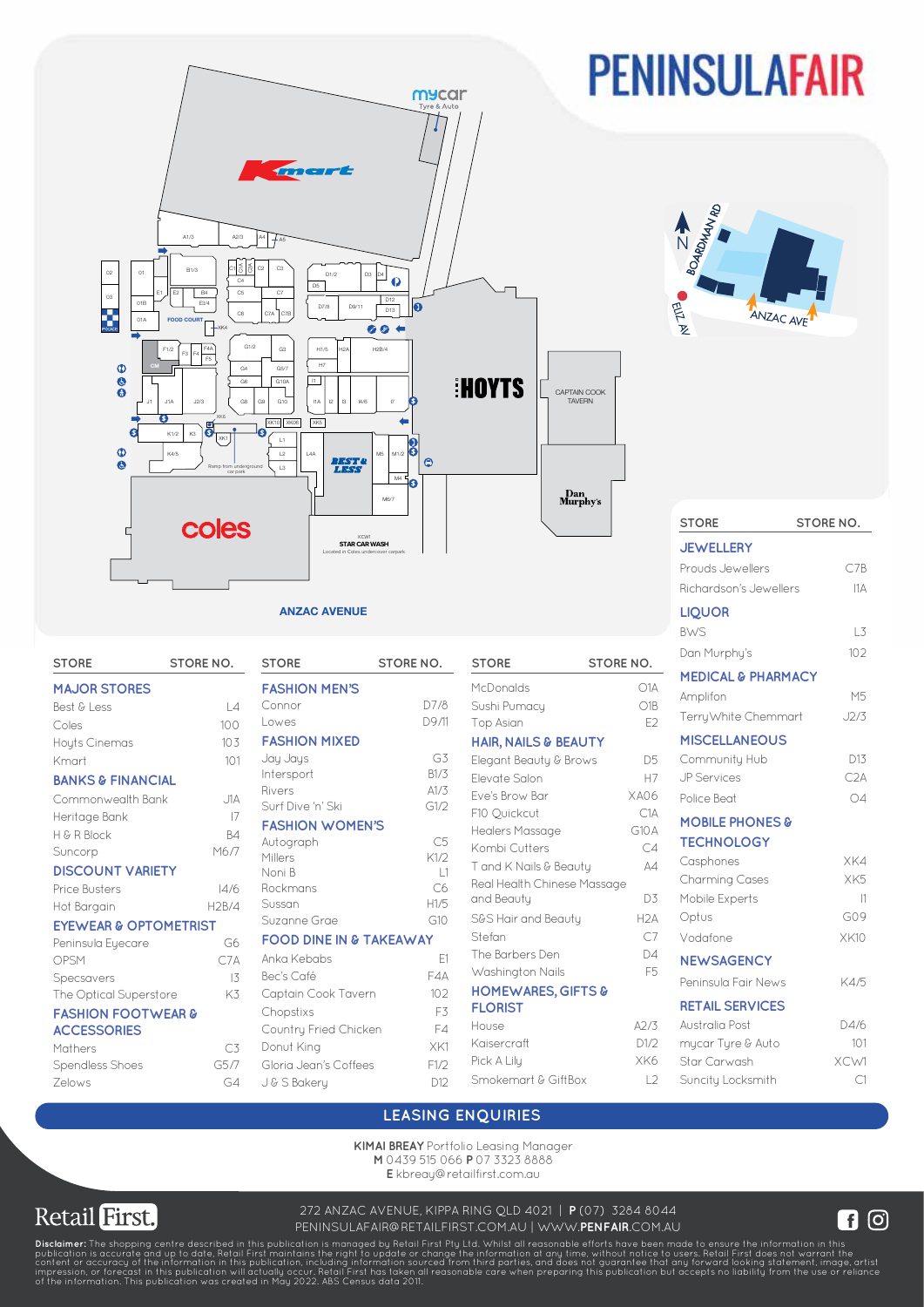# PENINSULAFAIR

ANZAC AVENUE

| STORE | STORE NO. |
|---|---|
| **MAJOR STORES** | |
| Best & Less | L4 |
| Coles | 100 |
| Hoyts Cinemas | 103 |
| Kmart | 101 |
| **BANKS & FINANCIAL** | |
| Commonwealth Bank | J1A |
| Heritage Bank | I7 |
| H & R Block | B4 |
| Suncorp | M6/7 |
| **DISCOUNT VARIETY** | |
| Price Busters | I4/6 |
| Hot Bargain | H2B/4 |
| **EYEWEAR & OPTOMETRIST** | |
| Peninsula Eyecare | G6 |
| OPSM | C7A |
| Specsavers | I3 |
| The Optical Superstore | K3 |
| **FASHION FOOTWEAR & ACCESSORIES** | |
| Mathers | C3 |
| Spendless Shoes | G5/7 |
| Zelows | G4 |
| **FASHION MEN'S** | |
| Connor | D7/8 |
| Lowes | D9/11 |
| **FASHION MIXED** | |
| Jay Jays | G3 |
| Intersport | B1/3 |
| Rivers | A1/3 |
| Surf Dive 'n' Ski | G1/2 |
| **FASHION WOMEN'S** | |
| Autograph | C5 |
| Millers | K1/2 |
| Noni B | L1 |
| Rockmans | C6 |
| Sussan | H1/5 |
| Suzanne Grae | G10 |
| **FOOD DINE IN & TAKEAWAY** | |
| Anka Kebabs | E1 |
| Bec's Café | F4A |
| Captain Cook Tavern | 102 |
| Chopstixs | F3 |
| Country Fried Chicken | F4 |
| Donut King | XK1 |
| Gloria Jean's Coffees | F1/2 |
| J & S Bakery | D12 |
| McDonalds | O1A |
| Sushi Pumacy | O1B |
| Top Asian | E2 |
| **HAIR, NAILS & BEAUTY** | |
| Elegant Beauty & Brows | D5 |
| Elevate Salon | H7 |
| Eve's Brow Bar | XA06 |
| F10 Quickcut | C1A |
| Healers Massage | G10A |
| Kombi Cutters | C4 |
| T and K Nails & Beauty | A4 |
| Real Health Chinese Massage and Beauty | D3 |
| S&S Hair and Beauty | H2A |
| Stefan | C7 |
| The Barbers Den | D4 |
| Washington Nails | F5 |
| **HOMEWARES, GIFTS & FLORIST** | |
| House | A2/3 |
| Kaisercraft | D1/2 |
| Pick A Lily | XK6 |
| Smokemart & GiftBox | L2 |
| **JEWELLERY** | |
| Prouds Jewellers | C7B |
| Richardson's Jewellers | I1A |
| **LIQUOR** | |
| BWS | L3 |
| Dan Murphy's | 102 |
| **MEDICAL & PHARMACY** | |
| Amplifon | M5 |
| TerryWhite Chemmart | J2/3 |
| **MISCELLANEOUS** | |
| Community Hub | D13 |
| JP Services | C2A |
| Police Beat | O4 |
| **MOBILE PHONES & TECHNOLOGY** | |
| Casphones | XK4 |
| Charming Cases | XK5 |
| Mobile Experts | I1 |
| Optus | G09 |
| Vodafone | XK10 |
| **NEWSAGENCY** | |
| Peninsula Fair News | K4/5 |
| **RETAIL SERVICES** | |
| Australia Post | D4/6 |
| mycar Tyre & Auto | 101 |
| Star Carwash | XCW1 |
| Suncity Locksmith | C1 |

## LEASING ENQUIRIES

**KIMAI BREAY** Portfolio Leasing Manager
**M** 0439 515 066 **P** 07 3323 8888
**E** kbreay@retailfirst.com.au

Retail First.

272 ANZAC AVENUE, KIPPA RING QLD 4021 | **P** (07) 3284 8044
PENINSULAFAIR@RETAILFIRST.COM.AU | WWW.**PENFAIR**.COM.AU

**Disclaimer:** The shopping centre described in this publication is managed by Retail First Pty Ltd. Whilst all reasonable efforts have been made to ensure the information in this publication is accurate and up to date, Retail First maintains the right to update or change the information at any time, without notice to users. Retail First does not warrant the content or accuracy of the information in this publication, including information sourced from third parties, and does not guarantee that any forward looking statement, image, artist impression, or forecast in this publication will actually occur. Retail First has taken all reasonable care when preparing this publication but accepts no liability from the use or reliance of the information. This publication was created in May 2022. ABS Census data 2011.